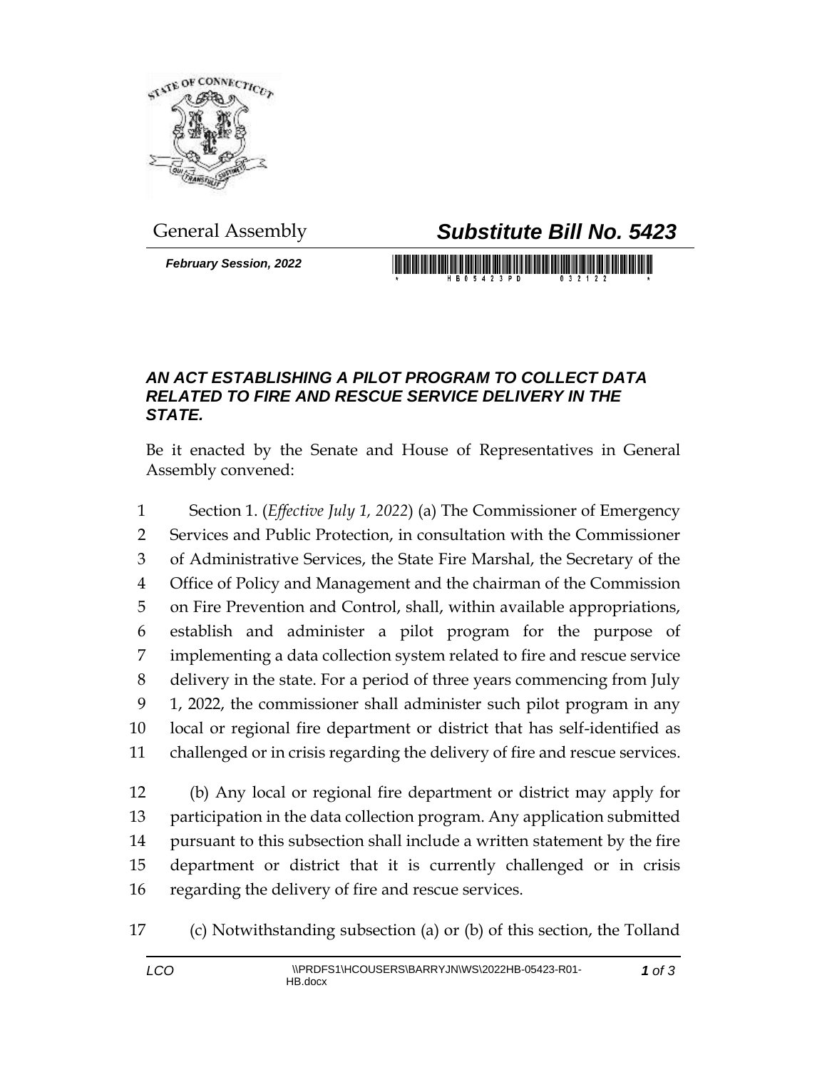General Assembly

# *Substitute Bill No. 5423*

***February Session, 2022***

## *AN ACT ESTABLISHING A PILOT PROGRAM TO COLLECT DATA RELATED TO FIRE AND RESCUE SERVICE DELIVERY IN THE STATE.*

Be it enacted by the Senate and House of Representatives in General Assembly convened:

1 Section 1. (*Effective July 1, 2022*) (a) The Commissioner of Emergency
2 Services and Public Protection, in consultation with the Commissioner
3 of Administrative Services, the State Fire Marshal, the Secretary of the
4 Office of Policy and Management and the chairman of the Commission
5 on Fire Prevention and Control, shall, within available appropriations,
6 establish and administer a pilot program for the purpose of
7 implementing a data collection system related to fire and rescue service
8 delivery in the state. For a period of three years commencing from July
9 1, 2022, the commissioner shall administer such pilot program in any
10 local or regional fire department or district that has self-identified as
11 challenged or in crisis regarding the delivery of fire and rescue services.

12 (b) Any local or regional fire department or district may apply for
13 participation in the data collection program. Any application submitted
14 pursuant to this subsection shall include a written statement by the fire
15 department or district that it is currently challenged or in crisis
16 regarding the delivery of fire and rescue services.

17 (c) Notwithstanding subsection (a) or (b) of this section, the Tolland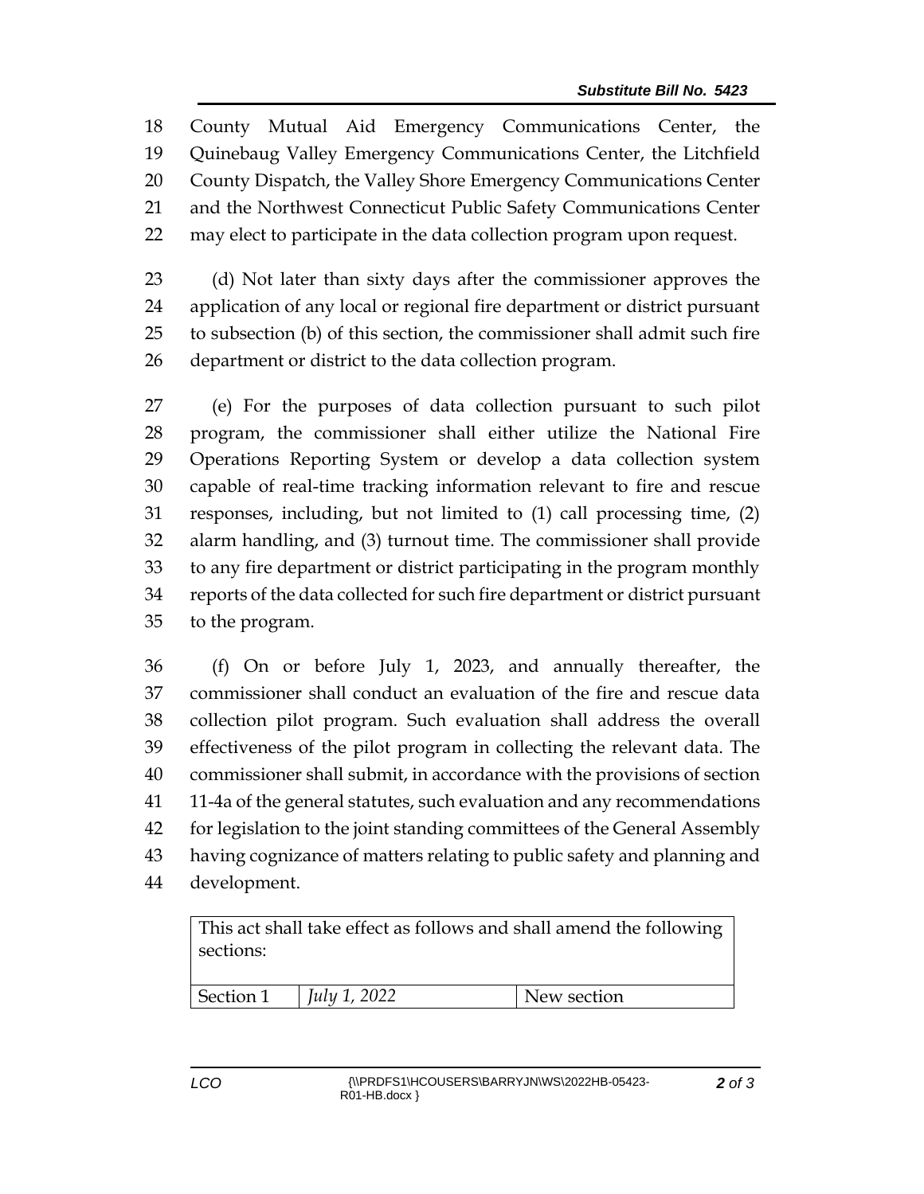County Mutual Aid Emergency Communications Center, the Quinebaug Valley Emergency Communications Center, the Litchfield County Dispatch, the Valley Shore Emergency Communications Center and the Northwest Connecticut Public Safety Communications Center may elect to participate in the data collection program upon request.

(d) Not later than sixty days after the commissioner approves the application of any local or regional fire department or district pursuant to subsection (b) of this section, the commissioner shall admit such fire department or district to the data collection program.

(e) For the purposes of data collection pursuant to such pilot program, the commissioner shall either utilize the National Fire Operations Reporting System or develop a data collection system capable of real-time tracking information relevant to fire and rescue responses, including, but not limited to (1) call processing time, (2) alarm handling, and (3) turnout time. The commissioner shall provide to any fire department or district participating in the program monthly reports of the data collected for such fire department or district pursuant to the program.

(f) On or before July 1, 2023, and annually thereafter, the commissioner shall conduct an evaluation of the fire and rescue data collection pilot program. Such evaluation shall address the overall effectiveness of the pilot program in collecting the relevant data. The commissioner shall submit, in accordance with the provisions of section 11-4a of the general statutes, such evaluation and any recommendations for legislation to the joint standing committees of the General Assembly having cognizance of matters relating to public safety and planning and development.

| This act shall take effect as follows and shall amend the following sections: | | |
|---|---|---|
| Section 1 | *July 1, 2022* | New section |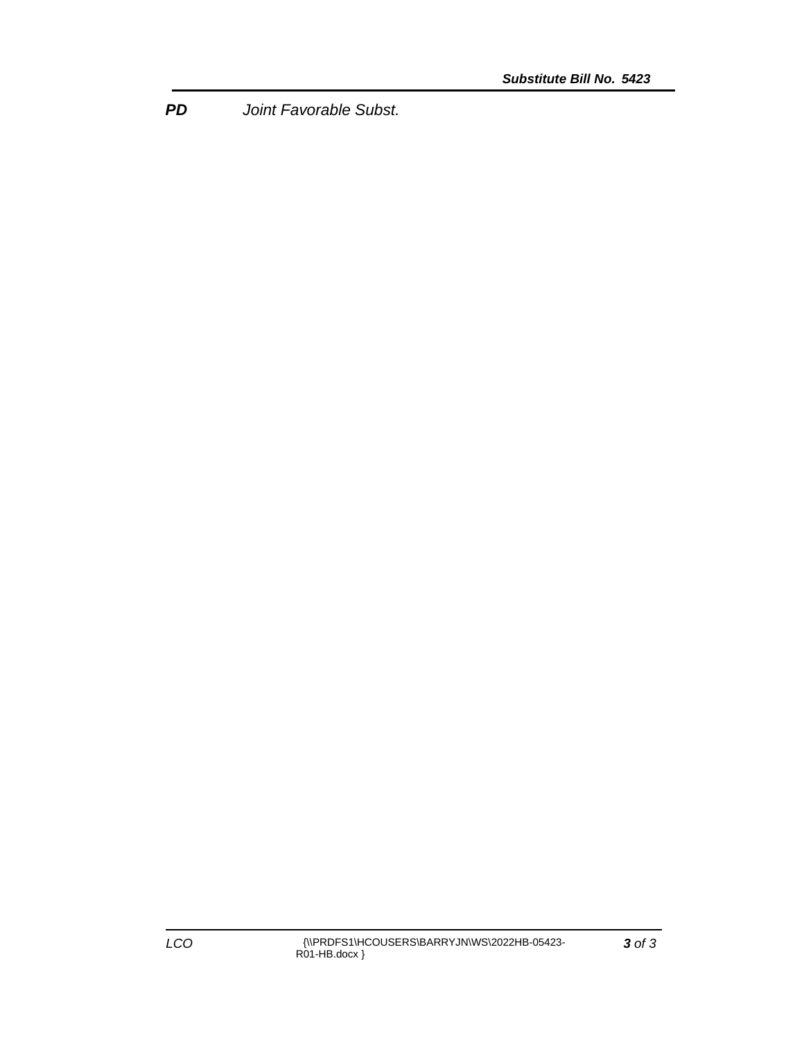*PD Joint Favorable Subst.*